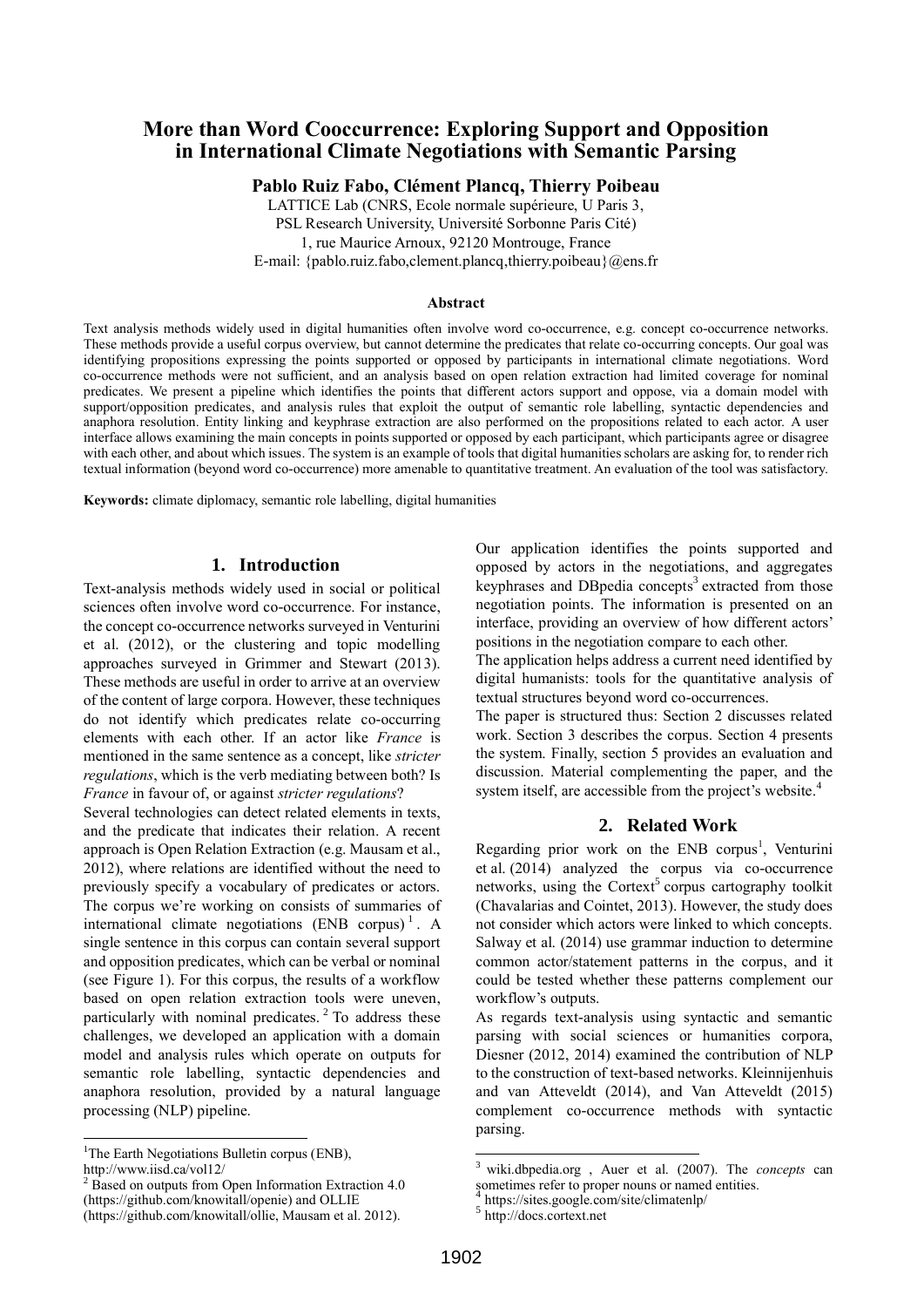# More than Word Cooccurrence: Exploring Support and Opposition in International Climate Negotiations with Semantic Parsing

**Pablo Ruiz Fabo, Clément Plancq, Thierry Poibeau**

LATTICE Lab (CNRS, Ecole normale supérieure, U Paris 3,
PSL Research University, Université Sorbonne Paris Cité)
1, rue Maurice Arnoux, 92120 Montrouge, France
E-mail: {pablo.ruiz.fabo,clement.plancq,thierry.poibeau}@ens.fr

### Abstract

Text analysis methods widely used in digital humanities often involve word co-occurrence, e.g. concept co-occurrence networks. These methods provide a useful corpus overview, but cannot determine the predicates that relate co-occurring concepts. Our goal was identifying propositions expressing the points supported or opposed by participants in international climate negotiations. Word co-occurrence methods were not sufficient, and an analysis based on open relation extraction had limited coverage for nominal predicates. We present a pipeline which identifies the points that different actors support and oppose, via a domain model with support/opposition predicates, and analysis rules that exploit the output of semantic role labelling, syntactic dependencies and anaphora resolution. Entity linking and keyphrase extraction are also performed on the propositions related to each actor. A user interface allows examining the main concepts in points supported or opposed by each participant, which participants agree or disagree with each other, and about which issues. The system is an example of tools that digital humanities scholars are asking for, to render rich textual information (beyond word co-occurrence) more amenable to quantitative treatment. An evaluation of the tool was satisfactory.

**Keywords:** climate diplomacy, semantic role labelling, digital humanities

## 1. Introduction

Text-analysis methods widely used in social or political sciences often involve word co-occurrence. For instance, the concept co-occurrence networks surveyed in Venturini et al. (2012), or the clustering and topic modelling approaches surveyed in Grimmer and Stewart (2013). These methods are useful in order to arrive at an overview of the content of large corpora. However, these techniques do not identify which predicates relate co-occurring elements with each other. If an actor like *France* is mentioned in the same sentence as a concept, like *stricter regulations*, which is the verb mediating between both? Is *France* in favour of, or against *stricter regulations*?

Several technologies can detect related elements in texts, and the predicate that indicates their relation. A recent approach is Open Relation Extraction (e.g. Mausam et al., 2012), where relations are identified without the need to previously specify a vocabulary of predicates or actors. The corpus we're working on consists of summaries of international climate negotiations (ENB corpus)[1]. A single sentence in this corpus can contain several support and opposition predicates, which can be verbal or nominal (see Figure 1). For this corpus, the results of a workflow based on open relation extraction tools were uneven, particularly with nominal predicates.[2] To address these challenges, we developed an application with a domain model and analysis rules which operate on outputs for semantic role labelling, syntactic dependencies and anaphora resolution, provided by a natural language processing (NLP) pipeline.

Our application identifies the points supported and opposed by actors in the negotiations, and aggregates keyphrases and DBpedia concepts[3] extracted from those negotiation points. The information is presented on an interface, providing an overview of how different actors' positions in the negotiation compare to each other.

The application helps address a current need identified by digital humanists: tools for the quantitative analysis of textual structures beyond word co-occurrences.

The paper is structured thus: Section 2 discusses related work. Section 3 describes the corpus. Section 4 presents the system. Finally, section 5 provides an evaluation and discussion. Material complementing the paper, and the system itself, are accessible from the project's website.[4]

## 2. Related Work

Regarding prior work on the ENB corpus[1], Venturini et al. (2014) analyzed the corpus via co-occurrence networks, using the Cortext[5] corpus cartography toolkit (Chavalarias and Cointet, 2013). However, the study does not consider which actors were linked to which concepts. Salway et al. (2014) use grammar induction to determine common actor/statement patterns in the corpus, and it could be tested whether these patterns complement our workflow's outputs.

As regards text-analysis using syntactic and semantic parsing with social sciences or humanities corpora, Diesner (2012, 2014) examined the contribution of NLP to the construction of text-based networks. Kleinnijenhuis and van Atteveldt (2014), and Van Atteveldt (2015) complement co-occurrence methods with syntactic parsing.

---

[1] The Earth Negotiations Bulletin corpus (ENB), http://www.iisd.ca/vol12/

[2] Based on outputs from Open Information Extraction 4.0 (https://github.com/knowitall/openie) and OLLIE (https://github.com/knowitall/ollie, Mausam et al. 2012).

[3] wiki.dbpedia.org , Auer et al. (2007). The *concepts* can sometimes refer to proper nouns or named entities.

[4] https://sites.google.com/site/climatenlp/

[5] http://docs.cortext.net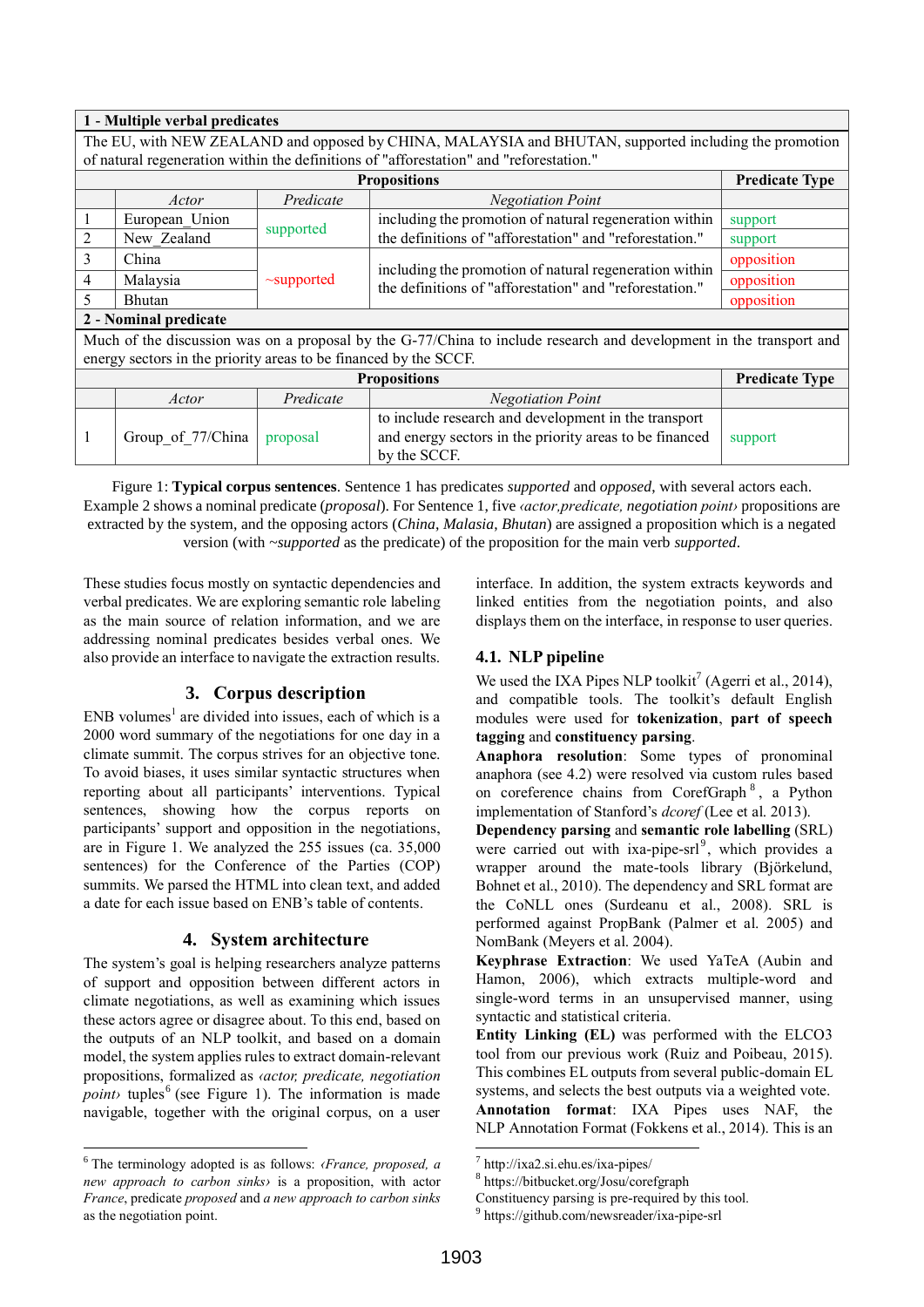| 1 - Multiple verbal predicates | | | | |
|---|---|---|---|---|
| The EU, with NEW ZEALAND and opposed by CHINA, MALAYSIA and BHUTAN, supported including the promotion of natural regeneration within the definitions of "afforestation" and "reforestation." | | | | |
| **Propositions** | | | | **Predicate Type** |
| | *Actor* | *Predicate* | *Negotiation Point* | |
| 1 | European_Union | supported | including the promotion of natural regeneration within the definitions of "afforestation" and "reforestation." | support |
| 2 | New_Zealand | | | support |
| 3 | China | ~supported | including the promotion of natural regeneration within the definitions of "afforestation" and "reforestation." | opposition |
| 4 | Malaysia | | | opposition |
| 5 | Bhutan | | | opposition |

| 2 - Nominal predicate | | | | |
|---|---|---|---|---|
| Much of the discussion was on a proposal by the G-77/China to include research and development in the transport and energy sectors in the priority areas to be financed by the SCCF. | | | | |
| **Propositions** | | | | **Predicate Type** |
| | *Actor* | *Predicate* | *Negotiation Point* | |
| 1 | Group_of_77/China | proposal | to include research and development in the transport and energy sectors in the priority areas to be financed by the SCCF. | support |

Figure 1: **Typical corpus sentences**. Sentence 1 has predicates *supported* and *opposed*, with several actors each. Example 2 shows a nominal predicate (*proposal*). For Sentence 1, five *‹actor,predicate, negotiation point›* propositions are extracted by the system, and the opposing actors (*China*, *Malasia*, *Bhutan*) are assigned a proposition which is a negated version (with *~supported* as the predicate) of the proposition for the main verb *supported*.

These studies focus mostly on syntactic dependencies and verbal predicates. We are exploring semantic role labeling as the main source of relation information, and we are addressing nominal predicates besides verbal ones. We also provide an interface to navigate the extraction results.

## 3. Corpus description

ENB volumes[1] are divided into issues, each of which is a 2000 word summary of the negotiations for one day in a climate summit. The corpus strives for an objective tone. To avoid biases, it uses similar syntactic structures when reporting about all participants' interventions. Typical sentences, showing how the corpus reports on participants' support and opposition in the negotiations, are in Figure 1. We analyzed the 255 issues (ca. 35,000 sentences) for the Conference of the Parties (COP) summits. We parsed the HTML into clean text, and added a date for each issue based on ENB's table of contents.

## 4. System architecture

The system's goal is helping researchers analyze patterns of support and opposition between different actors in climate negotiations, as well as examining which issues these actors agree or disagree about. To this end, based on the outputs of an NLP toolkit, and based on a domain model, the system applies rules to extract domain-relevant propositions, formalized as *‹actor, predicate, negotiation point›* tuples[6] (see Figure 1). The information is made navigable, together with the original corpus, on a user interface. In addition, the system extracts keywords and linked entities from the negotiation points, and also displays them on the interface, in response to user queries.

### 4.1. NLP pipeline

We used the IXA Pipes NLP toolkit[7] (Agerri et al., 2014), and compatible tools. The toolkit's default English modules were used for **tokenization**, **part of speech tagging** and **constituency parsing**.

**Anaphora resolution**: Some types of pronominal anaphora (see 4.2) were resolved via custom rules based on coreference chains from CorefGraph[8], a Python implementation of Stanford's *dcoref* (Lee et al. 2013).

**Dependency parsing** and **semantic role labelling** (SRL) were carried out with ixa-pipe-srl[9], which provides a wrapper around the mate-tools library (Björkelund, Bohnet et al., 2010). The dependency and SRL format are the CoNLL ones (Surdeanu et al., 2008). SRL is performed against PropBank (Palmer et al. 2005) and NomBank (Meyers et al. 2004).

**Keyphrase Extraction**: We used YaTeA (Aubin and Hamon, 2006), which extracts multiple-word and single-word terms in an unsupervised manner, using syntactic and statistical criteria.

**Entity Linking (EL)** was performed with the ELCO3 tool from our previous work (Ruiz and Poibeau, 2015). This combines EL outputs from several public-domain EL systems, and selects the best outputs via a weighted vote.

**Annotation format**: IXA Pipes uses NAF, the NLP Annotation Format (Fokkens et al., 2014). This is an

---

[6] The terminology adopted is as follows: *‹France, proposed, a new approach to carbon sinks›* is a proposition, with actor *France*, predicate *proposed* and *a new approach to carbon sinks* as the negotiation point.

[7] http://ixa2.si.ehu.es/ixa-pipes/

[8] https://bitbucket.org/Josu/corefgraph Constituency parsing is pre-required by this tool.

[9] https://github.com/newsreader/ixa-pipe-srl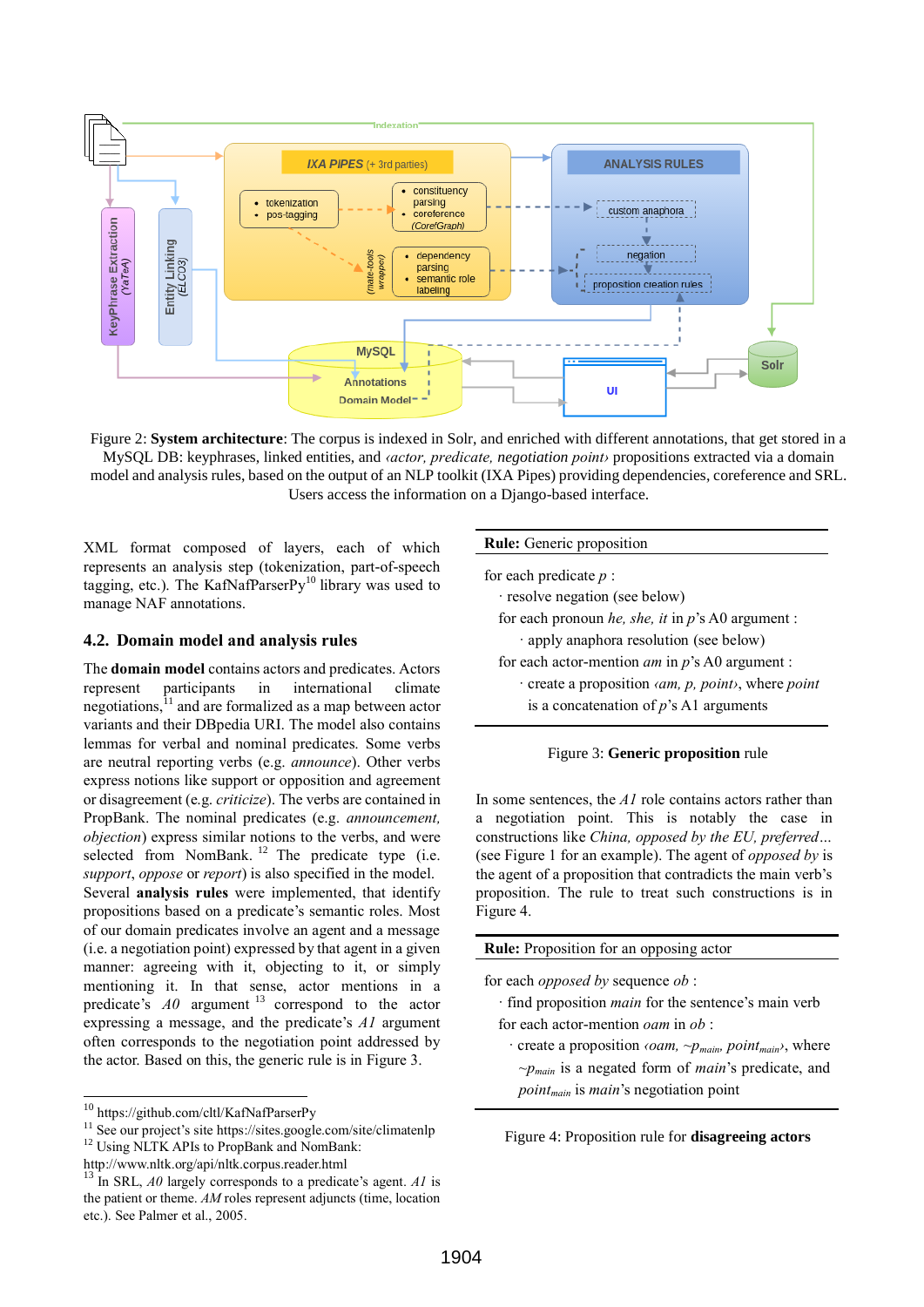Figure 2: **System architecture**: The corpus is indexed in Solr, and enriched with different annotations, that get stored in a MySQL DB: keyphrases, linked entities, and ‹*actor, predicate, negotiation point*› propositions extracted via a domain model and analysis rules, based on the output of an NLP toolkit (IXA Pipes) providing dependencies, coreference and SRL. Users access the information on a Django-based interface.

XML format composed of layers, each of which represents an analysis step (tokenization, part-of-speech tagging, etc.). The KafNafParserPy[10] library was used to manage NAF annotations.

## 4.2. Domain model and analysis rules

The **domain model** contains actors and predicates. Actors represent participants in international climate negotiations,[11] and are formalized as a map between actor variants and their DBpedia URI. The model also contains lemmas for verbal and nominal predicates. Some verbs are neutral reporting verbs (e.g. *announce*). Other verbs express notions like support or opposition and agreement or disagreement (e.g. *criticize*). The verbs are contained in PropBank. The nominal predicates (e.g. *announcement, objection*) express similar notions to the verbs, and were selected from NomBank. [12] The predicate type (i.e. *support*, *oppose* or *report*) is also specified in the model.

Several **analysis rules** were implemented, that identify propositions based on a predicate's semantic roles. Most of our domain predicates involve an agent and a message (i.e. a negotiation point) expressed by that agent in a given manner: agreeing with it, objecting to it, or simply mentioning it. In that sense, actor mentions in a predicate's *A0* argument [13] correspond to the actor expressing a message, and the predicate's *A1* argument often corresponds to the negotiation point addressed by the actor. Based on this, the generic rule is in Figure 3.

---

**Rule:** Generic proposition

for each predicate *p* :
· resolve negation (see below)
for each pronoun *he, she, it* in *p*'s A0 argument :
· apply anaphora resolution (see below)
for each actor-mention *am* in *p*'s A0 argument :
· create a proposition ‹*am, p, point*›, where *point* is a concatenation of *p*'s A1 arguments

---

Figure 3: **Generic proposition** rule

In some sentences, the *A1* role contains actors rather than a negotiation point. This is notably the case in constructions like *China, opposed by the EU, preferred…* (see Figure 1 for an example). The agent of *opposed by* is the agent of a proposition that contradicts the main verb's proposition. The rule to treat such constructions is in Figure 4.

---

**Rule:** Proposition for an opposing actor

for each *opposed by* sequence *ob* :
· find proposition *main* for the sentence's main verb
for each actor-mention *oam* in *ob* :
· create a proposition ‹*oam*, ~$p_{main}$, $point_{main}$›, where ~$p_{main}$ is a negated form of *main*'s predicate, and $point_{main}$ is *main*'s negotiation point

---

Figure 4: Proposition rule for **disagreeing actors**

[10] https://github.com/cltl/KafNafParserPy
[11] See our project's site https://sites.google.com/site/climatenlp
[12] Using NLTK APIs to PropBank and NomBank: http://www.nltk.org/api/nltk.corpus.reader.html
[13] In SRL, *A0* largely corresponds to a predicate's agent. *A1* is the patient or theme. *AM* roles represent adjuncts (time, location etc.). See Palmer et al., 2005.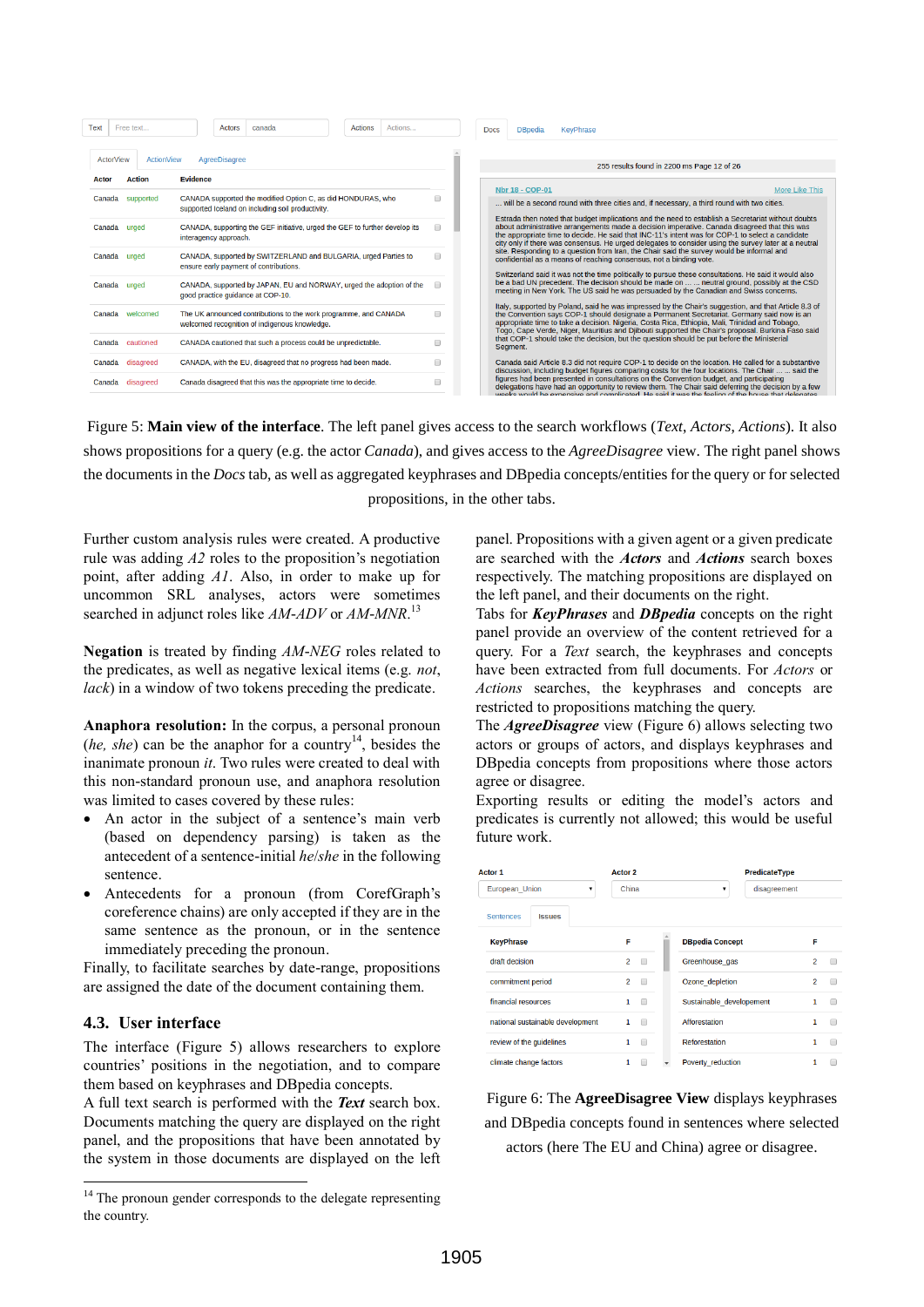Figure 5: **Main view of the interface**. The left panel gives access to the search workflows (*Text*, *Actors*, *Actions*). It also shows propositions for a query (e.g. the actor *Canada*), and gives access to the *AgreeDisagree* view. The right panel shows the documents in the *Docs* tab, as well as aggregated keyphrases and DBpedia concepts/entities for the query or for selected propositions, in the other tabs.

Further custom analysis rules were created. A productive rule was adding *A2* roles to the proposition's negotiation point, after adding *A1*. Also, in order to make up for uncommon SRL analyses, actors were sometimes searched in adjunct roles like *AM-ADV* or *AM-MNR*.[13]

**Negation** is treated by finding *AM-NEG* roles related to the predicates, as well as negative lexical items (e.g. *not*, *lack*) in a window of two tokens preceding the predicate.

**Anaphora resolution:** In the corpus, a personal pronoun (*he, she*) can be the anaphor for a country[14], besides the inanimate pronoun *it*. Two rules were created to deal with this non-standard pronoun use, and anaphora resolution was limited to cases covered by these rules:

- An actor in the subject of a sentence's main verb (based on dependency parsing) is taken as the antecedent of a sentence-initial *he*/*she* in the following sentence.
- Antecedents for a pronoun (from CorefGraph's coreference chains) are only accepted if they are in the same sentence as the pronoun, or in the sentence immediately preceding the pronoun.

Finally, to facilitate searches by date-range, propositions are assigned the date of the document containing them.

## 4.3. User interface

The interface (Figure 5) allows researchers to explore countries' positions in the negotiation, and to compare them based on keyphrases and DBpedia concepts.

A full text search is performed with the ***Text*** search box. Documents matching the query are displayed on the right panel, and the propositions that have been annotated by the system in those documents are displayed on the left panel. Propositions with a given agent or a given predicate are searched with the ***Actors*** and ***Actions*** search boxes respectively. The matching propositions are displayed on the left panel, and their documents on the right.

Tabs for ***KeyPhrases*** and ***DBpedia*** concepts on the right panel provide an overview of the content retrieved for a query. For a *Text* search, the keyphrases and concepts have been extracted from full documents. For *Actors* or *Actions* searches, the keyphrases and concepts are restricted to propositions matching the query.

The ***AgreeDisagree*** view (Figure 6) allows selecting two actors or groups of actors, and displays keyphrases and DBpedia concepts from propositions where those actors agree or disagree.

Exporting results or editing the model's actors and predicates is currently not allowed; this would be useful future work.

Figure 6: The **AgreeDisagree View** displays keyphrases and DBpedia concepts found in sentences where selected actors (here The EU and China) agree or disagree.

[14] The pronoun gender corresponds to the delegate representing the country.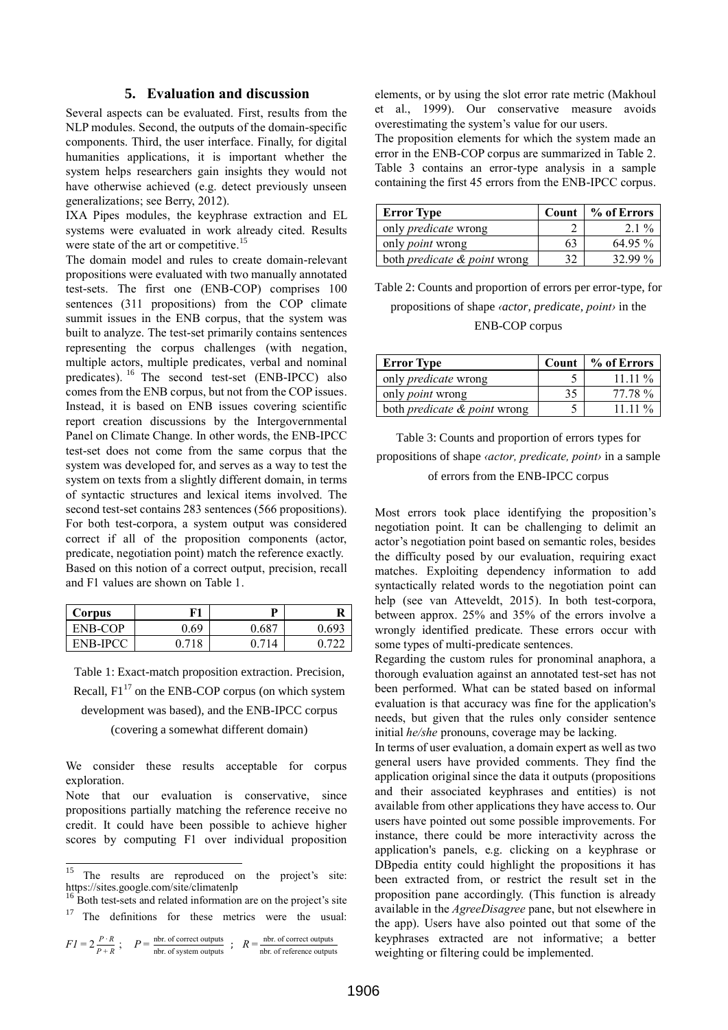## 5. Evaluation and discussion

Several aspects can be evaluated. First, results from the NLP modules. Second, the outputs of the domain-specific components. Third, the user interface. Finally, for digital humanities applications, it is important whether the system helps researchers gain insights they would not have otherwise achieved (e.g. detect previously unseen generalizations; see Berry, 2012).

IXA Pipes modules, the keyphrase extraction and EL systems were evaluated in work already cited. Results were state of the art or competitive.[15]

The domain model and rules to create domain-relevant propositions were evaluated with two manually annotated test-sets. The first one (ENB-COP) comprises 100 sentences (311 propositions) from the COP climate summit issues in the ENB corpus, that the system was built to analyze. The test-set primarily contains sentences representing the corpus challenges (with negation, multiple actors, multiple predicates, verbal and nominal predicates).[16] The second test-set (ENB-IPCC) also comes from the ENB corpus, but not from the COP issues. Instead, it is based on ENB issues covering scientific report creation discussions by the Intergovernmental Panel on Climate Change. In other words, the ENB-IPCC test-set does not come from the same corpus that the system was developed for, and serves as a way to test the system on texts from a slightly different domain, in terms of syntactic structures and lexical items involved. The second test-set contains 283 sentences (566 propositions). For both test-corpora, a system output was considered correct if all of the proposition components (actor, predicate, negotiation point) match the reference exactly. Based on this notion of a correct output, precision, recall and F1 values are shown on Table 1.

| Corpus | F1 | P | R |
|---|---|---|---|
| ENB-COP | 0.69 | 0.687 | 0.693 |
| ENB-IPCC | 0.718 | 0.714 | 0.722 |

Table 1: Exact-match proposition extraction. Precision, Recall, F1[17] on the ENB-COP corpus (on which system development was based), and the ENB-IPCC corpus (covering a somewhat different domain)

We consider these results acceptable for corpus exploration.

Note that our evaluation is conservative, since propositions partially matching the reference receive no credit. It could have been possible to achieve higher scores by computing F1 over individual proposition elements, or by using the slot error rate metric (Makhoul et al., 1999). Our conservative measure avoids overestimating the system's value for our users.

The proposition elements for which the system made an error in the ENB-COP corpus are summarized in Table 2. Table 3 contains an error-type analysis in a sample containing the first 45 errors from the ENB-IPCC corpus.

| Error Type | Count | % of Errors |
|---|---|---|
| only *predicate* wrong | 2 | 2.1 % |
| only *point* wrong | 63 | 64.95 % |
| both *predicate & point* wrong | 32 | 32.99 % |

Table 2: Counts and proportion of errors per error-type, for propositions of shape *‹actor, predicate, point›* in the ENB-COP corpus

| Error Type | Count | % of Errors |
|---|---|---|
| only *predicate* wrong | 5 | 11.11 % |
| only *point* wrong | 35 | 77.78 % |
| both *predicate & point* wrong | 5 | 11.11 % |

Table 3: Counts and proportion of errors types for propositions of shape *‹actor, predicate, point›* in a sample of errors from the ENB-IPCC corpus

Most errors took place identifying the proposition's negotiation point. It can be challenging to delimit an actor's negotiation point based on semantic roles, besides the difficulty posed by our evaluation, requiring exact matches. Exploiting dependency information to add syntactically related words to the negotiation point can help (see van Atteveldt, 2015). In both test-corpora, between approx. 25% and 35% of the errors involve a wrongly identified predicate. These errors occur with some types of multi-predicate sentences.

Regarding the custom rules for pronominal anaphora, a thorough evaluation against an annotated test-set has not been performed. What can be stated based on informal evaluation is that accuracy was fine for the application's needs, but given that the rules only consider sentence initial *he/she* pronouns, coverage may be lacking.

In terms of user evaluation, a domain expert as well as two general users have provided comments. They find the application original since the data it outputs (propositions and their associated keyphrases and entities) is not available from other applications they have access to. Our users have pointed out some possible improvements. For instance, there could be more interactivity across the application's panels, e.g. clicking on a keyphrase or DBpedia entity could highlight the propositions it has been extracted from, or restrict the result set in the proposition pane accordingly. (This function is already available in the *AgreeDisagree* pane, but not elsewhere in the app). Users have also pointed out that some of the keyphrases extracted are not informative; a better weighting or filtering could be implemented.

---

[15] The results are reproduced on the project's site: https://sites.google.com/site/climatenlp

[16] Both test-sets and related information are on the project's site

[17] The definitions for these metrics were the usual: $F1 = 2\frac{P \cdot R}{P + R}$ ; $P = \frac{\text{nbr. of correct outputs}}{\text{nbr. of system outputs}}$ ; $R = \frac{\text{nbr. of correct outputs}}{\text{nbr. of reference outputs}}$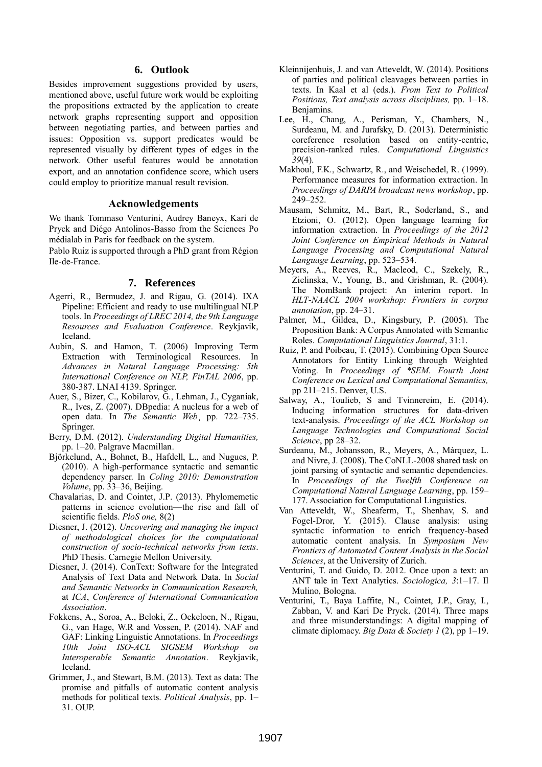## 6. Outlook

Besides improvement suggestions provided by users, mentioned above, useful future work would be exploiting the propositions extracted by the application to create network graphs representing support and opposition between negotiating parties, and between parties and issues: Opposition vs. support predicates would be represented visually by different types of edges in the network. Other useful features would be annotation export, and an annotation confidence score, which users could employ to prioritize manual result revision.

## Acknowledgements

We thank Tommaso Venturini, Audrey Baneyx, Kari de Pryck and Diégo Antolinos-Basso from the Sciences Po médialab in Paris for feedback on the system.

Pablo Ruiz is supported through a PhD grant from Région Ile-de-France.

## 7. References

Agerri, R., Bermudez, J. and Rigau, G. (2014). IXA Pipeline: Efficient and ready to use multilingual NLP tools. In *Proceedings of LREC 2014, the 9th Language Resources and Evaluation Conference*. Reykjavik, Iceland.

Aubin, S. and Hamon, T. (2006) Improving Term Extraction with Terminological Resources. In *Advances in Natural Language Processing: 5th International Conference on NLP, FinTAL 2006*, pp. 380-387. LNAI 4139. Springer.

Auer, S., Bizer, C., Kobilarov, G., Lehman, J., Cyganiak, R., Ives, Z. (2007). DBpedia: A nucleus for a web of open data. In *The Semantic Web*, pp. 722–735. Springer.

Berry, D.M. (2012). *Understanding Digital Humanities,* pp. 1–20. Palgrave Macmillan.

Björkelund, A., Bohnet, B., Hafdell, L., and Nugues, P. (2010). A high-performance syntactic and semantic dependency parser. In *Coling 2010: Demonstration Volume*, pp. 33–36, Beijing.

Chavalarias, D. and Cointet, J.P. (2013). Phylomemetic patterns in science evolution—the rise and fall of scientific fields. *PloS one,* 8(2)

Diesner, J. (2012). *Uncovering and managing the impact of methodological choices for the computational construction of socio-technical networks from texts*. PhD Thesis. Carnegie Mellon University.

Diesner, J. (2014). ConText: Software for the Integrated Analysis of Text Data and Network Data. In *Social and Semantic Networks in Communication Research,* at *ICA*, *Conference of International Communication Association*.

Fokkens, A., Soroa, A., Beloki, Z., Ockeloen, N., Rigau, G., van Hage, W.R and Vossen, P. (2014). NAF and GAF: Linking Linguistic Annotations. In *Proceedings 10th Joint ISO-ACL SIGSEM Workshop on Interoperable Semantic Annotation*. Reykjavik, Iceland.

Grimmer, J., and Stewart, B.M. (2013). Text as data: The promise and pitfalls of automatic content analysis methods for political texts. *Political Analysis*, pp. 1–31. OUP.

Kleinnijenhuis, J. and van Atteveldt, W. (2014). Positions of parties and political cleavages between parties in texts. In Kaal et al (eds.). *From Text to Political Positions, Text analysis across disciplines,* pp. 1–18. Benjamins.

Lee, H., Chang, A., Perisman, Y., Chambers, N., Surdeanu, M. and Jurafsky, D. (2013). Deterministic coreference resolution based on entity-centric, precision-ranked rules. *Computational Linguistics 39*(4).

Makhoul, F.K., Schwartz, R., and Weischedel, R. (1999). Performance measures for information extraction. In *Proceedings of DARPA broadcast news workshop*, pp. 249–252.

Mausam, Schmitz, M., Bart, R., Soderland, S., and Etzioni, O. (2012). Open language learning for information extraction. In *Proceedings of the 2012 Joint Conference on Empirical Methods in Natural Language Processing and Computational Natural Language Learning*, pp. 523–534.

Meyers, A., Reeves, R., Macleod, C., Szekely, R., Zielinska, V., Young, B., and Grishman, R. (2004). The NomBank project: An interim report. In *HLT-NAACL 2004 workshop: Frontiers in corpus annotation*, pp. 24–31.

Palmer, M., Gildea, D., Kingsbury, P. (2005). The Proposition Bank: A Corpus Annotated with Semantic Roles. *Computational Linguistics Journal*, 31:1.

Ruiz, P. and Poibeau, T. (2015). Combining Open Source Annotators for Entity Linking through Weighted Voting. In *Proceedings of \*SEM. Fourth Joint Conference on Lexical and Computational Semantics,* pp 211–215. Denver, U.S.

Salway, A., Toulieb, S and Tvinnereim, E. (2014). Inducing information structures for data-driven text-analysis. *Proceedings of the ACL Workshop on Language Technologies and Computational Social Science*, pp 28–32.

Surdeanu, M., Johansson, R., Meyers, A., Màrquez, L. and Nivre, J. (2008). The CoNLL-2008 shared task on joint parsing of syntactic and semantic dependencies. In *Proceedings of the Twelfth Conference on Computational Natural Language Learning*, pp. 159–177. Association for Computational Linguistics.

Van Atteveldt, W., Sheaferm, T., Shenhav, S. and Fogel-Dror, Y. (2015). Clause analysis: using syntactic information to enrich frequency-based automatic content analysis. In *Symposium New Frontiers of Automated Content Analysis in the Social Sciences*, at the University of Zurich.

Venturini, T. and Guido, D. 2012. Once upon a text: an ANT tale in Text Analytics. *Sociologica, 3*:1–17. Il Mulino, Bologna.

Venturini, T., Baya Laffite, N., Cointet, J.P., Gray, I., Zabban, V. and Kari De Pryck. (2014). Three maps and three misunderstandings: A digital mapping of climate diplomacy. *Big Data & Society 1* (2), pp 1–19.